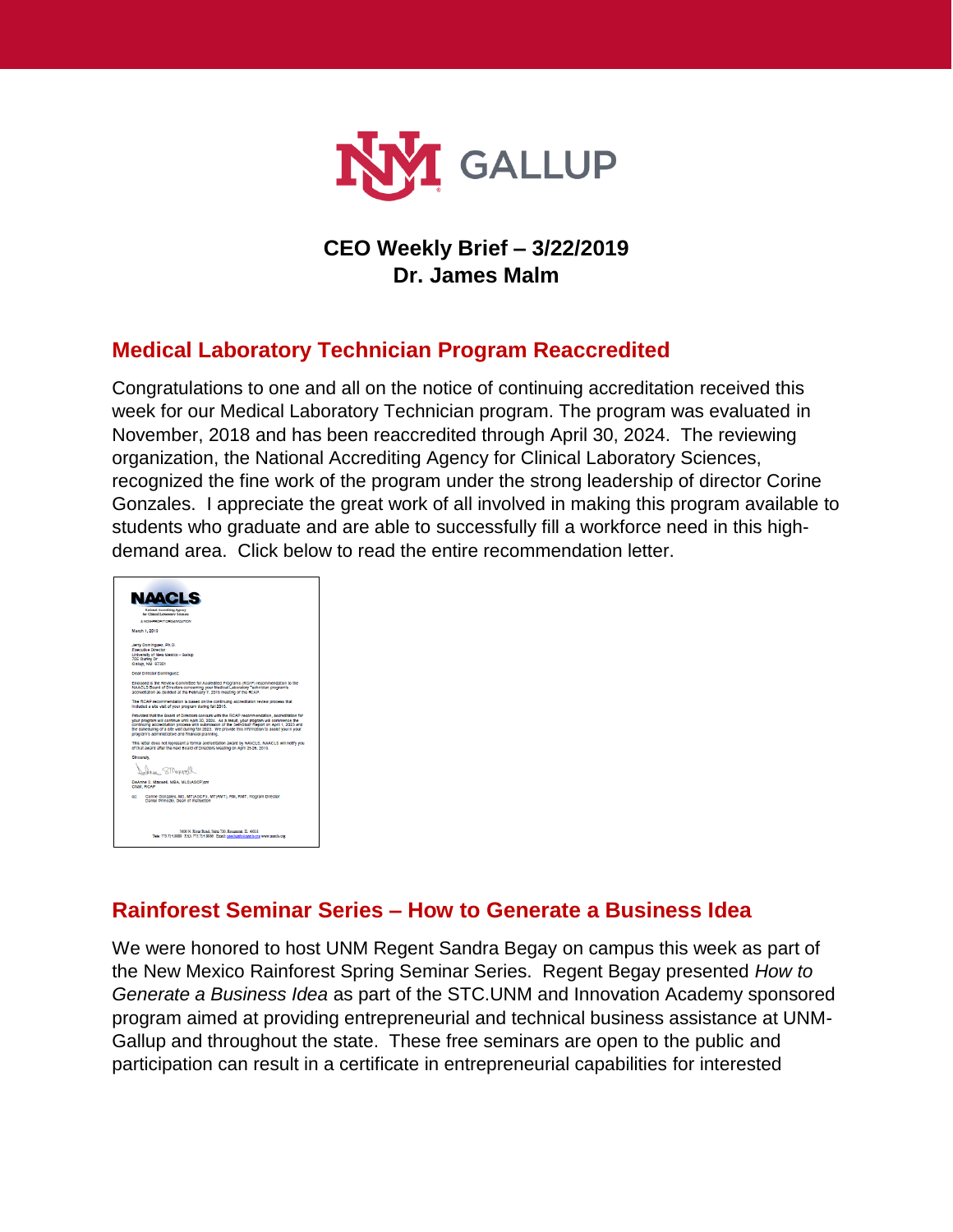# CEO Weekly Brief – 3/22/2019
## Dr. James Malm

## Medical Laboratory Technician Program Reaccredited

Congratulations to one and all on the notice of continuing accreditation received this week for our Medical Laboratory Technician program. The program was evaluated in November, 2018 and has been reaccredited through April 30, 2024. The reviewing organization, the National Accrediting Agency for Clinical Laboratory Sciences, recognized the fine work of the program under the strong leadership of director Corine Gonzales. I appreciate the great work of all involved in making this program available to students who graduate and are able to successfully fill a workforce need in this high-demand area. Click below to read the entire recommendation letter.

## Rainforest Seminar Series – How to Generate a Business Idea

We were honored to host UNM Regent Sandra Begay on campus this week as part of the New Mexico Rainforest Spring Seminar Series. Regent Begay presented *How to Generate a Business Idea* as part of the STC.UNM and Innovation Academy sponsored program aimed at providing entrepreneurial and technical business assistance at UNM-Gallup and throughout the state. These free seminars are open to the public and participation can result in a certificate in entrepreneurial capabilities for interested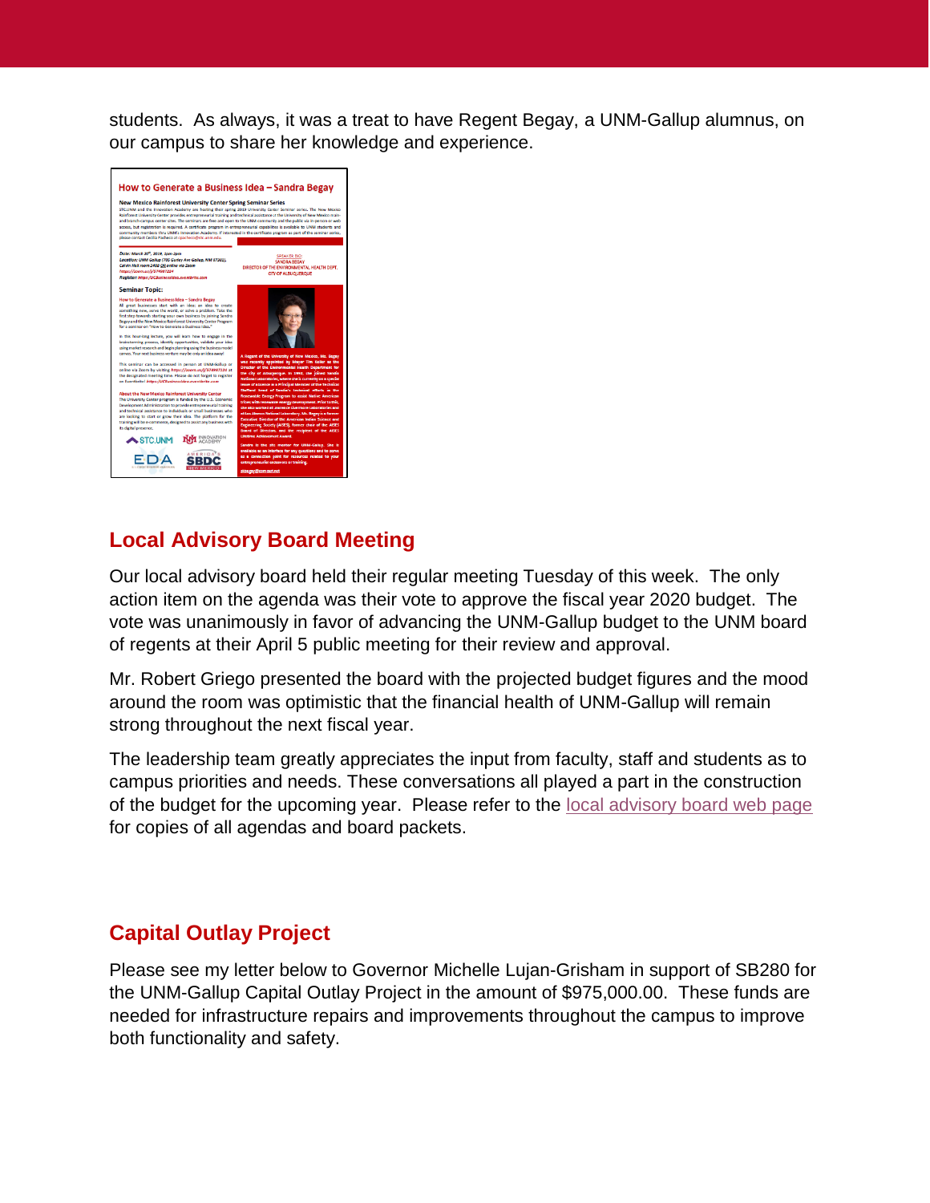students. As always, it was a treat to have Regent Begay, a UNM-Gallup alumnus, on our campus to share her knowledge and experience.

## Local Advisory Board Meeting

Our local advisory board held their regular meeting Tuesday of this week. The only action item on the agenda was their vote to approve the fiscal year 2020 budget. The vote was unanimously in favor of advancing the UNM-Gallup budget to the UNM board of regents at their April 5 public meeting for their review and approval.

Mr. Robert Griego presented the board with the projected budget figures and the mood around the room was optimistic that the financial health of UNM-Gallup will remain strong throughout the next fiscal year.

The leadership team greatly appreciates the input from faculty, staff and students as to campus priorities and needs. These conversations all played a part in the construction of the budget for the upcoming year. Please refer to the local advisory board web page for copies of all agendas and board packets.

## Capital Outlay Project

Please see my letter below to Governor Michelle Lujan-Grisham in support of SB280 for the UNM-Gallup Capital Outlay Project in the amount of $975,000.00. These funds are needed for infrastructure repairs and improvements throughout the campus to improve both functionality and safety.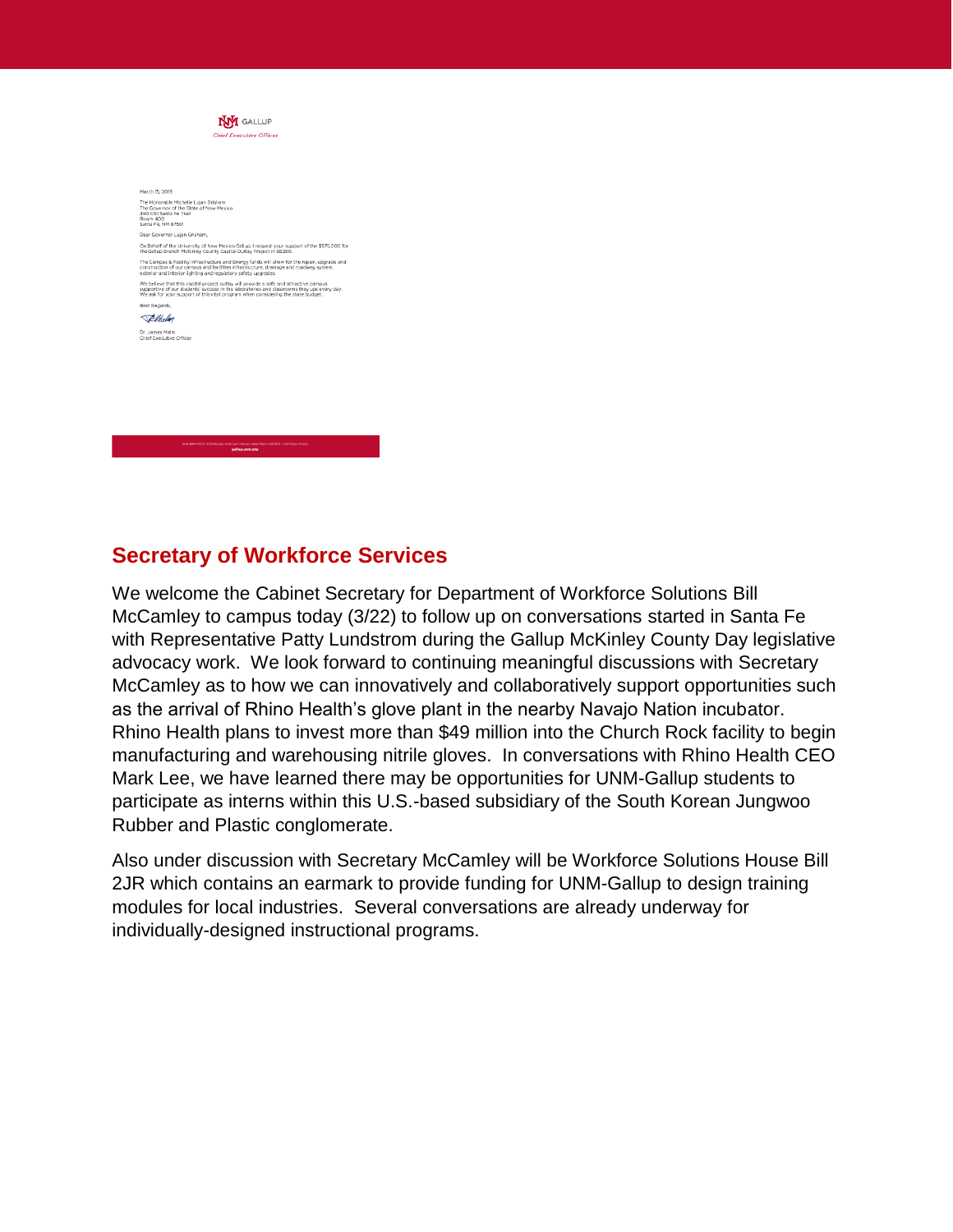UNM GALLUP
*Chief Executive Officer*

March 15, 2019

The Honorable Michelle Lujan Grisham
The Governor of the State of New Mexico
490 Old Santa Fe Trail
Room 400
Santa Fe, NM 87501

Dear Governor Lujan Grisham,

On Behalf of the University of New Mexico Gallup, I request your support of the $975,000 for the Gallup Branch McKinley County Capital Outlay Project in SB280.

The Campus & Facility Infrastructure and Energy funds will allow for the repair, upgrade and construction of our campus and facilities infrastructure, drainage and roadway system, exterior and interior lighting and regulatory safety upgrades.

We believe that this capital project outlay will provide a safe and attractive campus supportive of our students' success in the laboratories and classrooms they use every day. We ask for your support of this vital program when considering the state budget.

Best Regards,

Dr. James Malm
Chief Executive Officer

gallup.unm.edu

## Secretary of Workforce Services

We welcome the Cabinet Secretary for Department of Workforce Solutions Bill McCamley to campus today (3/22) to follow up on conversations started in Santa Fe with Representative Patty Lundstrom during the Gallup McKinley County Day legislative advocacy work. We look forward to continuing meaningful discussions with Secretary McCamley as to how we can innovatively and collaboratively support opportunities such as the arrival of Rhino Health's glove plant in the nearby Navajo Nation incubator. Rhino Health plans to invest more than $49 million into the Church Rock facility to begin manufacturing and warehousing nitrile gloves. In conversations with Rhino Health CEO Mark Lee, we have learned there may be opportunities for UNM-Gallup students to participate as interns within this U.S.-based subsidiary of the South Korean Jungwoo Rubber and Plastic conglomerate.

Also under discussion with Secretary McCamley will be Workforce Solutions House Bill 2JR which contains an earmark to provide funding for UNM-Gallup to design training modules for local industries. Several conversations are already underway for individually-designed instructional programs.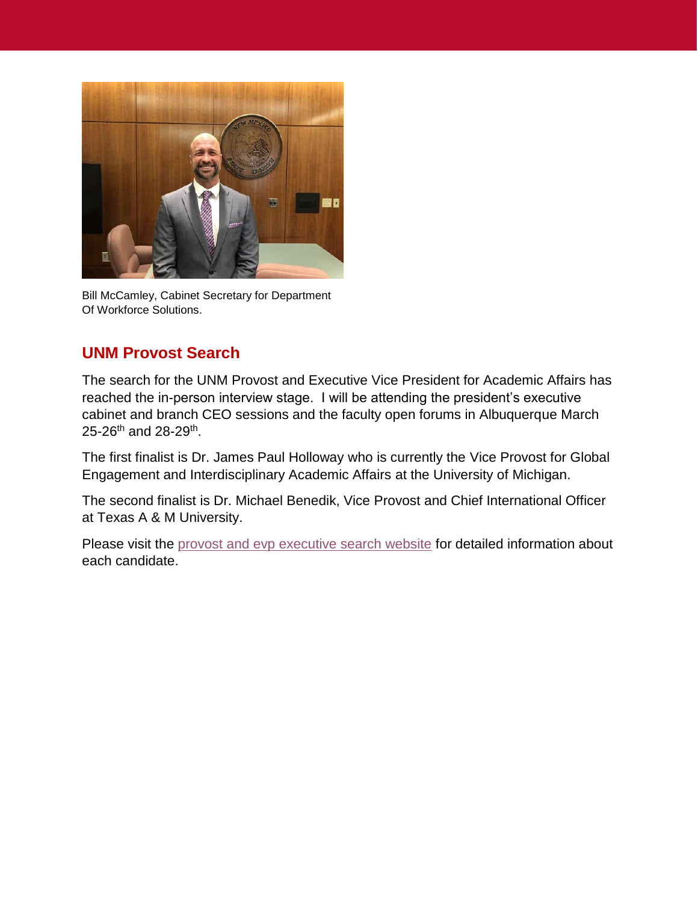Bill McCamley, Cabinet Secretary for Department Of Workforce Solutions.

## UNM Provost Search

The search for the UNM Provost and Executive Vice President for Academic Affairs has reached the in-person interview stage. I will be attending the president's executive cabinet and branch CEO sessions and the faculty open forums in Albuquerque March 25-26th and 28-29th.

The first finalist is Dr. James Paul Holloway who is currently the Vice Provost for Global Engagement and Interdisciplinary Academic Affairs at the University of Michigan.

The second finalist is Dr. Michael Benedik, Vice Provost and Chief International Officer at Texas A & M University.

Please visit the provost and evp executive search website for detailed information about each candidate.